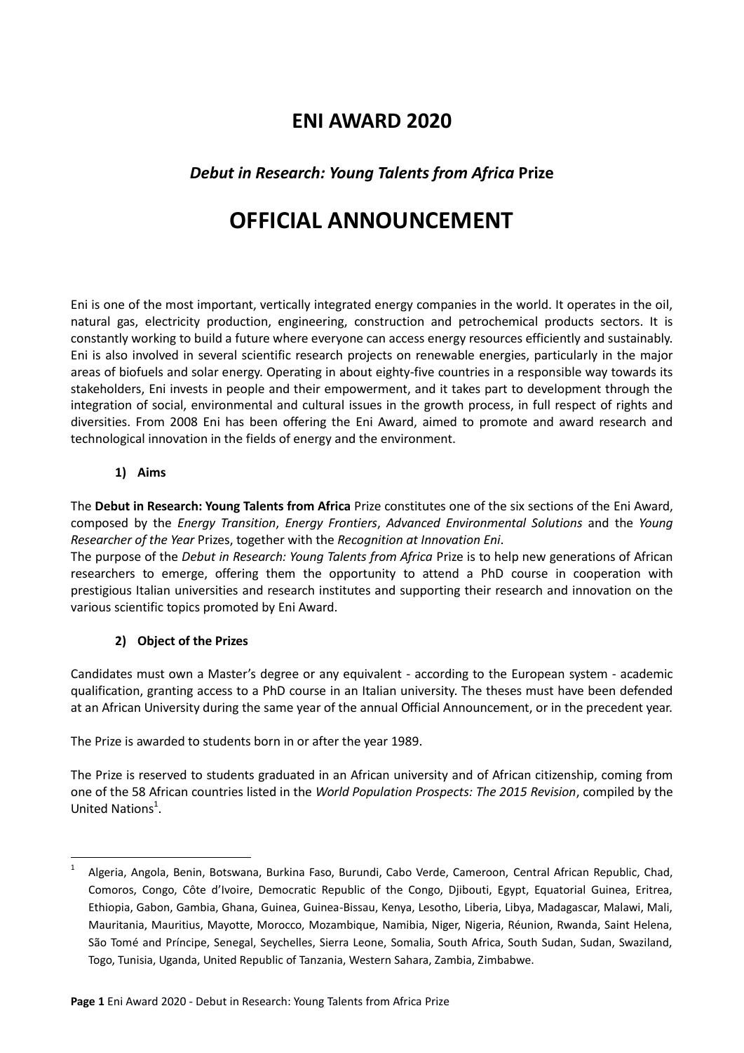# ENI AWARD 2020

## *Debut in Research: Young Talents from Africa* Prize

# OFFICIAL ANNOUNCEMENT

Eni is one of the most important, vertically integrated energy companies in the world. It operates in the oil, natural gas, electricity production, engineering, construction and petrochemical products sectors. It is constantly working to build a future where everyone can access energy resources efficiently and sustainably. Eni is also involved in several scientific research projects on renewable energies, particularly in the major areas of biofuels and solar energy. Operating in about eighty-five countries in a responsible way towards its stakeholders, Eni invests in people and their empowerment, and it takes part to development through the integration of social, environmental and cultural issues in the growth process, in full respect of rights and diversities. From 2008 Eni has been offering the Eni Award, aimed to promote and award research and technological innovation in the fields of energy and the environment.

### 1) Aims

The **Debut in Research: Young Talents from Africa** Prize constitutes one of the six sections of the Eni Award, composed by the *Energy Transition*, *Energy Frontiers*, *Advanced Environmental Solutions* and the *Young Researcher of the Year* Prizes, together with the *Recognition at Innovation Eni*.
The purpose of the *Debut in Research: Young Talents from Africa* Prize is to help new generations of African researchers to emerge, offering them the opportunity to attend a PhD course in cooperation with prestigious Italian universities and research institutes and supporting their research and innovation on the various scientific topics promoted by Eni Award.

### 2) Object of the Prizes

Candidates must own a Master's degree or any equivalent - according to the European system - academic qualification, granting access to a PhD course in an Italian university. The theses must have been defended at an African University during the same year of the annual Official Announcement, or in the precedent year.

The Prize is awarded to students born in or after the year 1989.

The Prize is reserved to students graduated in an African university and of African citizenship, coming from one of the 58 African countries listed in the *World Population Prospects: The 2015 Revision*, compiled by the United Nations[1].

[1] Algeria, Angola, Benin, Botswana, Burkina Faso, Burundi, Cabo Verde, Cameroon, Central African Republic, Chad, Comoros, Congo, Côte d'Ivoire, Democratic Republic of the Congo, Djibouti, Egypt, Equatorial Guinea, Eritrea, Ethiopia, Gabon, Gambia, Ghana, Guinea, Guinea-Bissau, Kenya, Lesotho, Liberia, Libya, Madagascar, Malawi, Mali, Mauritania, Mauritius, Mayotte, Morocco, Mozambique, Namibia, Niger, Nigeria, Réunion, Rwanda, Saint Helena, São Tomé and Príncipe, Senegal, Seychelles, Sierra Leone, Somalia, South Africa, South Sudan, Sudan, Swaziland, Togo, Tunisia, Uganda, United Republic of Tanzania, Western Sahara, Zambia, Zimbabwe.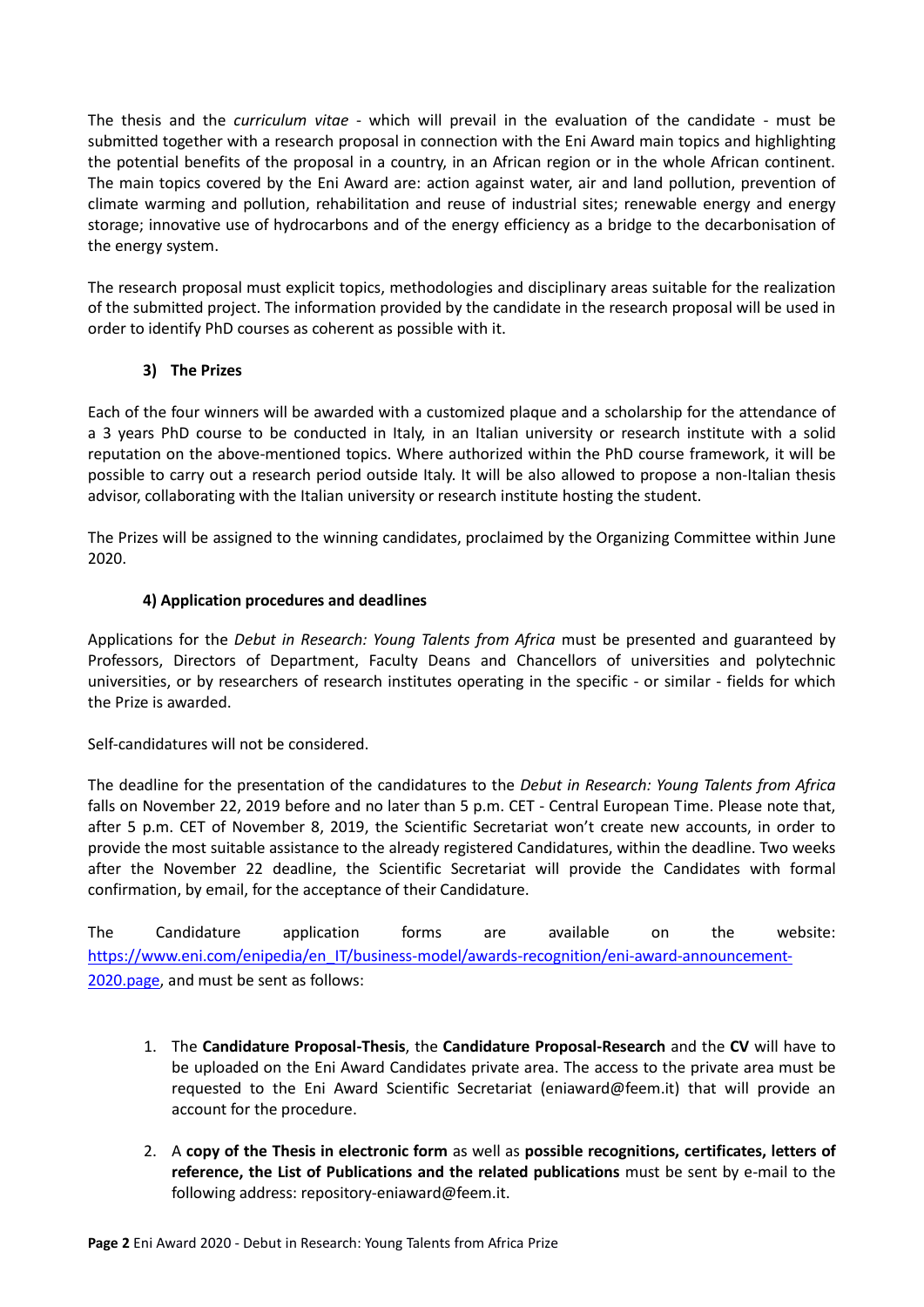The thesis and the *curriculum vitae* - which will prevail in the evaluation of the candidate - must be submitted together with a research proposal in connection with the Eni Award main topics and highlighting the potential benefits of the proposal in a country, in an African region or in the whole African continent. The main topics covered by the Eni Award are: action against water, air and land pollution, prevention of climate warming and pollution, rehabilitation and reuse of industrial sites; renewable energy and energy storage; innovative use of hydrocarbons and of the energy efficiency as a bridge to the decarbonisation of the energy system.

The research proposal must explicit topics, methodologies and disciplinary areas suitable for the realization of the submitted project. The information provided by the candidate in the research proposal will be used in order to identify PhD courses as coherent as possible with it.

### 3) The Prizes

Each of the four winners will be awarded with a customized plaque and a scholarship for the attendance of a 3 years PhD course to be conducted in Italy, in an Italian university or research institute with a solid reputation on the above-mentioned topics. Where authorized within the PhD course framework, it will be possible to carry out a research period outside Italy. It will be also allowed to propose a non-Italian thesis advisor, collaborating with the Italian university or research institute hosting the student.

The Prizes will be assigned to the winning candidates, proclaimed by the Organizing Committee within June 2020.

### 4) Application procedures and deadlines

Applications for the *Debut in Research: Young Talents from Africa* must be presented and guaranteed by Professors, Directors of Department, Faculty Deans and Chancellors of universities and polytechnic universities, or by researchers of research institutes operating in the specific - or similar - fields for which the Prize is awarded.

Self-candidatures will not be considered.

The deadline for the presentation of the candidatures to the *Debut in Research: Young Talents from Africa* falls on November 22, 2019 before and no later than 5 p.m. CET - Central European Time. Please note that, after 5 p.m. CET of November 8, 2019, the Scientific Secretariat won't create new accounts, in order to provide the most suitable assistance to the already registered Candidatures, within the deadline. Two weeks after the November 22 deadline, the Scientific Secretariat will provide the Candidates with formal confirmation, by email, for the acceptance of their Candidature.

The Candidature application forms are available on the website: [https://www.eni.com/enipedia/en_IT/business-model/awards-recognition/eni-award-announcement-2020.page](https://www.eni.com/enipedia/en_IT/business-model/awards-recognition/eni-award-announcement-2020.page), and must be sent as follows:

1. The **Candidature Proposal-Thesis**, the **Candidature Proposal-Research** and the **CV** will have to be uploaded on the Eni Award Candidates private area. The access to the private area must be requested to the Eni Award Scientific Secretariat (eniaward@feem.it) that will provide an account for the procedure.

2. A **copy of the Thesis in electronic form** as well as **possible recognitions, certificates, letters of reference, the List of Publications and the related publications** must be sent by e-mail to the following address: repository-eniaward@feem.it.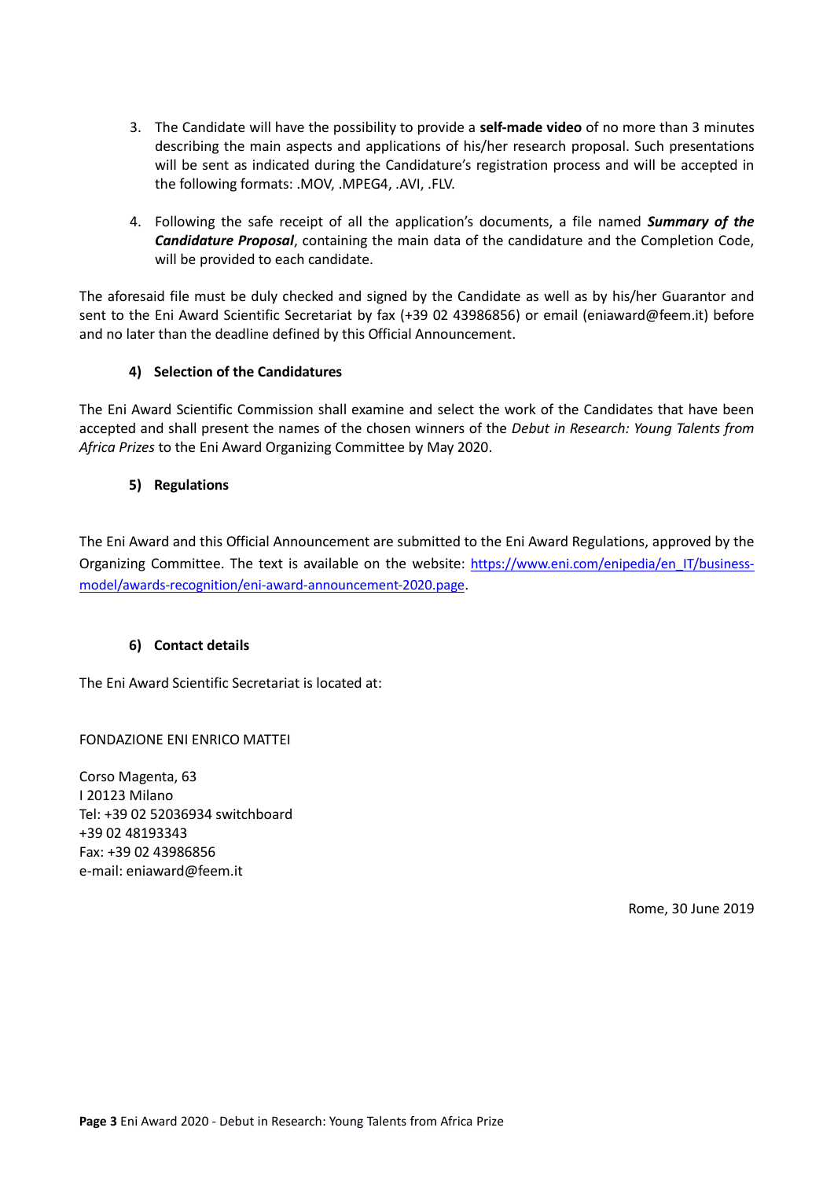3. The Candidate will have the possibility to provide a **self-made video** of no more than 3 minutes describing the main aspects and applications of his/her research proposal. Such presentations will be sent as indicated during the Candidature's registration process and will be accepted in the following formats: .MOV, .MPEG4, .AVI, .FLV.

4. Following the safe receipt of all the application's documents, a file named ***Summary of the Candidature Proposal***, containing the main data of the candidature and the Completion Code, will be provided to each candidate.

The aforesaid file must be duly checked and signed by the Candidate as well as by his/her Guarantor and sent to the Eni Award Scientific Secretariat by fax (+39 02 43986856) or email (eniaward@feem.it) before and no later than the deadline defined by this Official Announcement.

#### 4) Selection of the Candidatures

The Eni Award Scientific Commission shall examine and select the work of the Candidates that have been accepted and shall present the names of the chosen winners of the *Debut in Research: Young Talents from Africa Prizes* to the Eni Award Organizing Committee by May 2020.

#### 5) Regulations

The Eni Award and this Official Announcement are submitted to the Eni Award Regulations, approved by the Organizing Committee. The text is available on the website: https://www.eni.com/enipedia/en_IT/business-model/awards-recognition/eni-award-announcement-2020.page.

#### 6) Contact details

The Eni Award Scientific Secretariat is located at:

FONDAZIONE ENI ENRICO MATTEI

Corso Magenta, 63
I 20123 Milano
Tel: +39 02 52036934 switchboard
+39 02 48193343
Fax: +39 02 43986856
e-mail: eniaward@feem.it

Rome, 30 June 2019